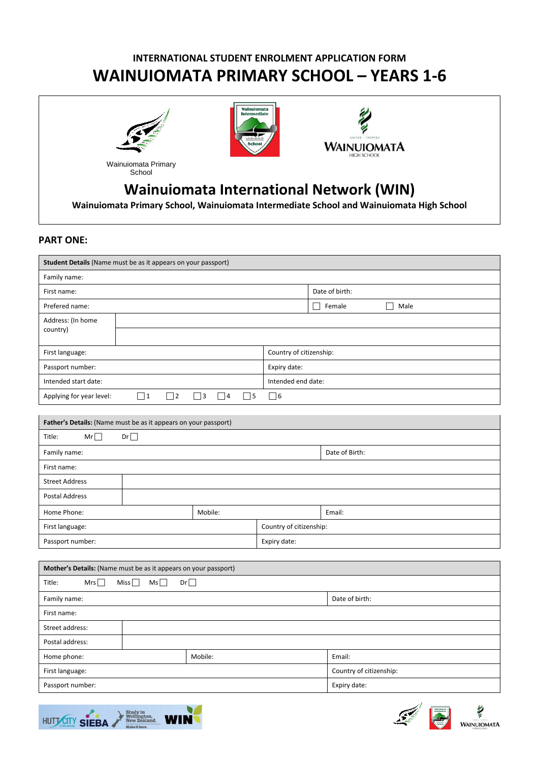# INTERNATIONAL STUDENT ENROLMENT APPLICATION FORM

# WAINUIOMATA PRIMARY SCHOOL – YEARS 1-6

Wainuiomata Primary School

## Wainuiomata International Network (WIN)

**Wainuiomata Primary School, Wainuiomata Intermediate School and Wainuiomata High School**

## PART ONE:

| **Student Details** (Name must be as it appears on your passport) | | | |
|---|---|---|---|
| Family name: | | | |
| First name: | | Date of birth: | |
| Prefered name: | | ☐ Female | ☐ Male |
| Address: (In home country) | | | |
| First language: | | Country of citizenship: | |
| Passport number: | | Expiry date: | |
| Intended start date: | | Intended end date: | |
| Applying for year level: | ☐1 ☐2 ☐3 ☐4 ☐5 | ☐6 | |

| **Father's Details:** (Name must be as it appears on your passport) | | |
|---|---|---|
| Title: Mr☐ Dr☐ | | |
| Family name: | | Date of Birth: |
| First name: | | |
| Street Address | | |
| Postal Address | | |
| Home Phone: | Mobile: | Email: |
| First language: | Country of citizenship: | |
| Passport number: | Expiry date: | |

| **Mother's Details:** (Name must be as it appears on your passport) | | |
|---|---|---|
| Title: Mrs☐ Miss☐ Ms☐ Dr☐ | | |
| Family name: | | Date of birth: |
| First name: | | |
| Street address: | | |
| Postal address: | | |
| Home phone: | Mobile: | Email: |
| First language: | | Country of citizenship: |
| Passport number: | | Expiry date: |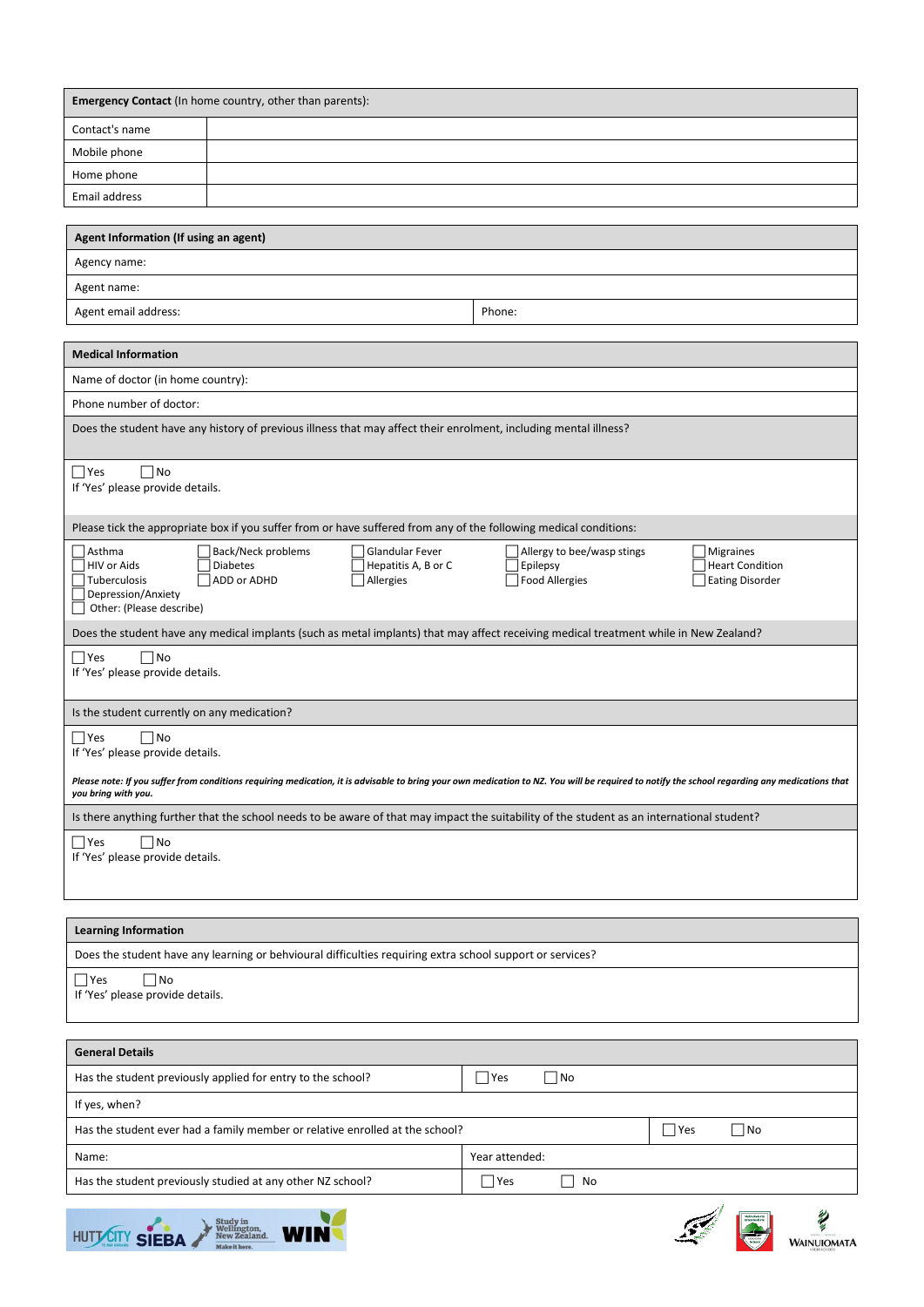| **Emergency Contact** (In home country, other than parents): | |
|---|---|
| Contact's name | |
| Mobile phone | |
| Home phone | |
| Email address | |

| **Agent Information (If using an agent)** | |
|---|---|
| Agency name: | |
| Agent name: | |
| Agent email address: | Phone: |

**Medical Information**

Name of doctor (in home country):

Phone number of doctor:

Does the student have any history of previous illness that may affect their enrolment, including mental illness?

☐ Yes ☐ No
If 'Yes' please provide details.

Please tick the appropriate box if you suffer from or have suffered from any of the following medical conditions:

| | | | | |
|---|---|---|---|---|
| ☐ Asthma | ☐ Back/Neck problems | ☐ Glandular Fever | ☐ Allergy to bee/wasp stings | ☐ Migraines |
| ☐ HIV or Aids | ☐ Diabetes | ☐ Hepatitis A, B or C | ☐ Epilepsy | ☐ Heart Condition |
| ☐ Tuberculosis | ☐ ADD or ADHD | ☐ Allergies | ☐ Food Allergies | ☐ Eating Disorder |
| ☐ Depression/Anxiety | | | | |
| ☐ Other: (Please describe) | | | | |

Does the student have any medical implants (such as metal implants) that may affect receiving medical treatment while in New Zealand?

☐ Yes ☐ No
If 'Yes' please provide details.

Is the student currently on any medication?

☐ Yes ☐ No
If 'Yes' please provide details.

*Please note: If you suffer from conditions requiring medication, it is advisable to bring your own medication to NZ. You will be required to notify the school regarding any medications that you bring with you.*

Is there anything further that the school needs to be aware of that may impact the suitability of the student as an international student?

☐ Yes ☐ No
If 'Yes' please provide details.

**Learning Information**

Does the student have any learning or behavioural difficulties requiring extra school support or services?

☐ Yes ☐ No
If 'Yes' please provide details.

| **General Details** | |
|---|---|
| Has the student previously applied for entry to the school? | ☐ Yes ☐ No |
| If yes, when? | |
| Has the student ever had a family member or relative enrolled at the school? | ☐ Yes ☐ No |
| Name: | Year attended: |
| Has the student previously studied at any other NZ school? | ☐ Yes ☐ No |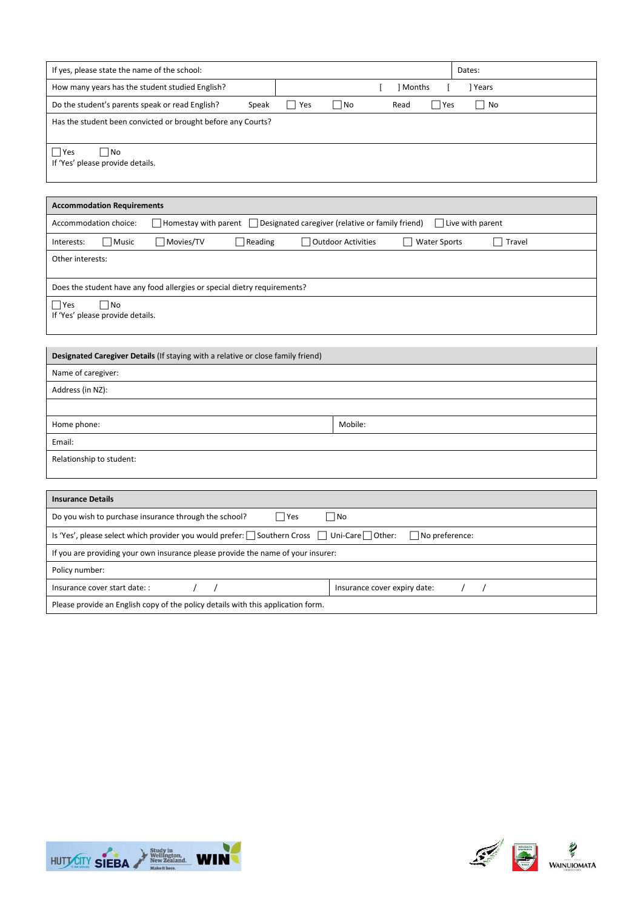| If yes, please state the name of the school: | Dates: |
|---|---|
| How many years has the student studied English? | [ ] Months [ ] Years |
| Do the student's parents speak or read English? Speak ☐ Yes ☐ No | Read ☐ Yes ☐ No |
| Has the student been convicted or brought before any Courts? | |
| ☐ Yes ☐ No<br>If 'Yes' please provide details. | |

| **Accommodation Requirements** |
|---|
| Accommodation choice: ☐ Homestay with parent ☐ Designated caregiver (relative or family friend) ☐ Live with parent |
| Interests: ☐ Music ☐ Movies/TV ☐ Reading ☐ Outdoor Activities ☐ Water Sports ☐ Travel |
| Other interests: |
| Does the student have any food allergies or special dietry requirements? |
| ☐ Yes ☐ No<br>If 'Yes' please provide details. |

| **Designated Caregiver Details** (If staying with a relative or close family friend) | |
|---|---|
| Name of caregiver: | |
| Address (in NZ): | |
| | |
| Home phone: | Mobile: |
| Email: | |
| Relationship to student: | |

| **Insurance Details** | |
|---|---|
| Do you wish to purchase insurance through the school? ☐ Yes ☐ No | |
| Is 'Yes', please select which provider you would prefer: ☐ Southern Cross ☐ Uni-Care ☐ Other: ☐ No preference: | |
| If you are providing your own insurance please provide the name of your insurer: | |
| Policy number: | |
| Insurance cover start date: : / / | Insurance cover expiry date: / / |
| Please provide an English copy of the policy details with this application form. | |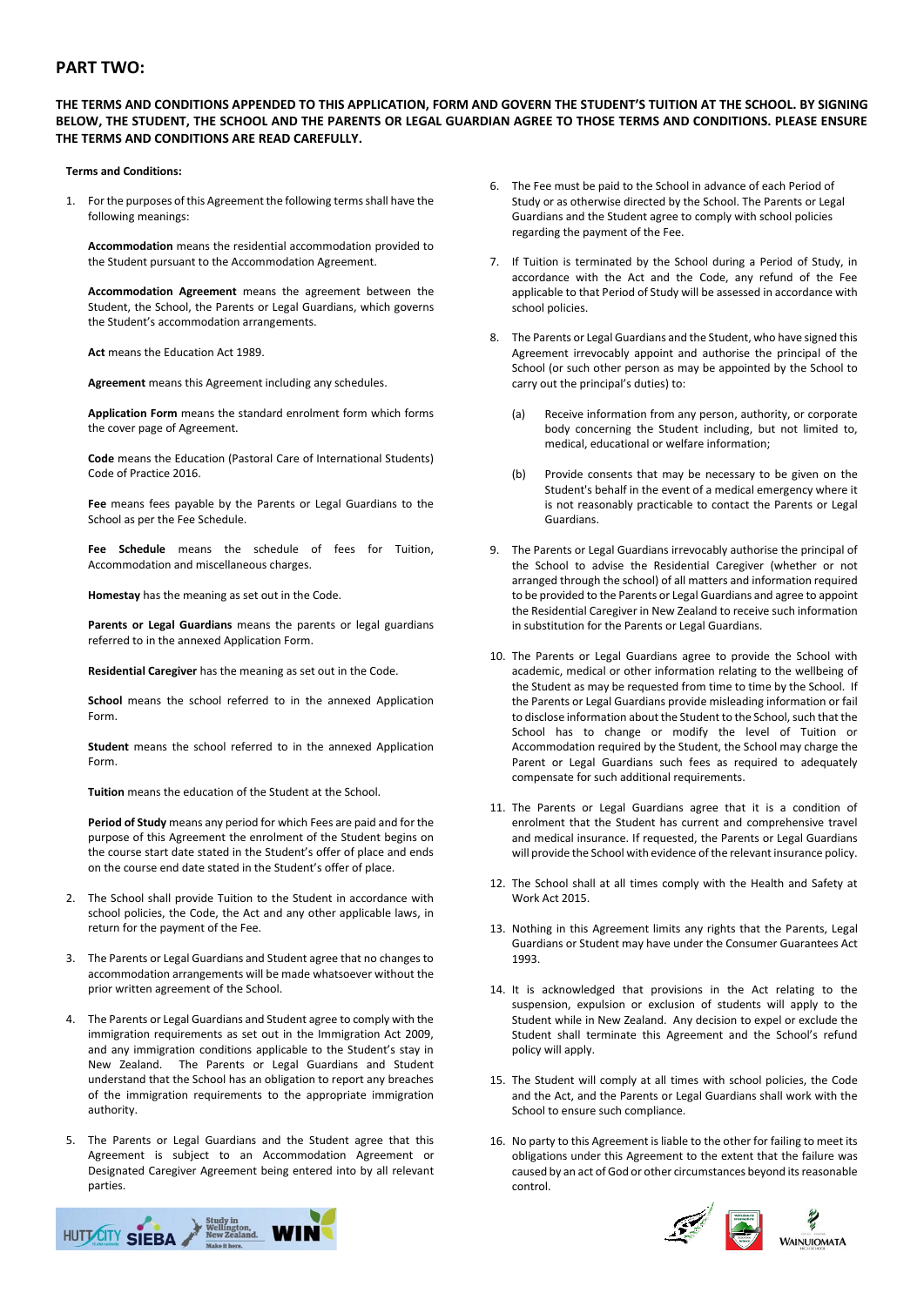## PART TWO:

**THE TERMS AND CONDITIONS APPENDED TO THIS APPLICATION, FORM AND GOVERN THE STUDENT'S TUITION AT THE SCHOOL. BY SIGNING BELOW, THE STUDENT, THE SCHOOL AND THE PARENTS OR LEGAL GUARDIAN AGREE TO THOSE TERMS AND CONDITIONS. PLEASE ENSURE THE TERMS AND CONDITIONS ARE READ CAREFULLY.**

**Terms and Conditions:**

1. For the purposes of this Agreement the following terms shall have the following meanings:

   **Accommodation** means the residential accommodation provided to the Student pursuant to the Accommodation Agreement.

   **Accommodation Agreement** means the agreement between the Student, the School, the Parents or Legal Guardians, which governs the Student's accommodation arrangements.

   **Act** means the Education Act 1989.

   **Agreement** means this Agreement including any schedules.

   **Application Form** means the standard enrolment form which forms the cover page of Agreement.

   **Code** means the Education (Pastoral Care of International Students) Code of Practice 2016.

   **Fee** means fees payable by the Parents or Legal Guardians to the School as per the Fee Schedule.

   **Fee Schedule** means the schedule of fees for Tuition, Accommodation and miscellaneous charges.

   **Homestay** has the meaning as set out in the Code.

   **Parents or Legal Guardians** means the parents or legal guardians referred to in the annexed Application Form.

   **Residential Caregiver** has the meaning as set out in the Code.

   **School** means the school referred to in the annexed Application Form.

   **Student** means the school referred to in the annexed Application Form.

   **Tuition** means the education of the Student at the School.

   **Period of Study** means any period for which Fees are paid and for the purpose of this Agreement the enrolment of the Student begins on the course start date stated in the Student's offer of place and ends on the course end date stated in the Student's offer of place.

2. The School shall provide Tuition to the Student in accordance with school policies, the Code, the Act and any other applicable laws, in return for the payment of the Fee.

3. The Parents or Legal Guardians and Student agree that no changes to accommodation arrangements will be made whatsoever without the prior written agreement of the School.

4. The Parents or Legal Guardians and Student agree to comply with the immigration requirements as set out in the Immigration Act 2009, and any immigration conditions applicable to the Student's stay in New Zealand. The Parents or Legal Guardians and Student understand that the School has an obligation to report any breaches of the immigration requirements to the appropriate immigration authority.

5. The Parents or Legal Guardians and the Student agree that this Agreement is subject to an Accommodation Agreement or Designated Caregiver Agreement being entered into by all relevant parties.

6. The Fee must be paid to the School in advance of each Period of Study or as otherwise directed by the School. The Parents or Legal Guardians and the Student agree to comply with school policies regarding the payment of the Fee.

7. If Tuition is terminated by the School during a Period of Study, in accordance with the Act and the Code, any refund of the Fee applicable to that Period of Study will be assessed in accordance with school policies.

8. The Parents or Legal Guardians and the Student, who have signed this Agreement irrevocably appoint and authorise the principal of the School (or such other person as may be appointed by the School to carry out the principal's duties) to:

   (a) Receive information from any person, authority, or corporate body concerning the Student including, but not limited to, medical, educational or welfare information;

   (b) Provide consents that may be necessary to be given on the Student's behalf in the event of a medical emergency where it is not reasonably practicable to contact the Parents or Legal Guardians.

9. The Parents or Legal Guardians irrevocably authorise the principal of the School to advise the Residential Caregiver (whether or not arranged through the school) of all matters and information required to be provided to the Parents or Legal Guardians and agree to appoint the Residential Caregiver in New Zealand to receive such information in substitution for the Parents or Legal Guardians.

10. The Parents or Legal Guardians agree to provide the School with academic, medical or other information relating to the wellbeing of the Student as may be requested from time to time by the School. If the Parents or Legal Guardians provide misleading information or fail to disclose information about the Student to the School, such that the School has to change or modify the level of Tuition or Accommodation required by the Student, the School may charge the Parent or Legal Guardians such fees as required to adequately compensate for such additional requirements.

11. The Parents or Legal Guardians agree that it is a condition of enrolment that the Student has current and comprehensive travel and medical insurance. If requested, the Parents or Legal Guardians will provide the School with evidence of the relevant insurance policy.

12. The School shall at all times comply with the Health and Safety at Work Act 2015.

13. Nothing in this Agreement limits any rights that the Parents, Legal Guardians or Student may have under the Consumer Guarantees Act 1993.

14. It is acknowledged that provisions in the Act relating to the suspension, expulsion or exclusion of students will apply to the Student while in New Zealand. Any decision to expel or exclude the Student shall terminate this Agreement and the School's refund policy will apply.

15. The Student will comply at all times with school policies, the Code and the Act, and the Parents or Legal Guardians shall work with the School to ensure such compliance.

16. No party to this Agreement is liable to the other for failing to meet its obligations under this Agreement to the extent that the failure was caused by an act of God or other circumstances beyond its reasonable control.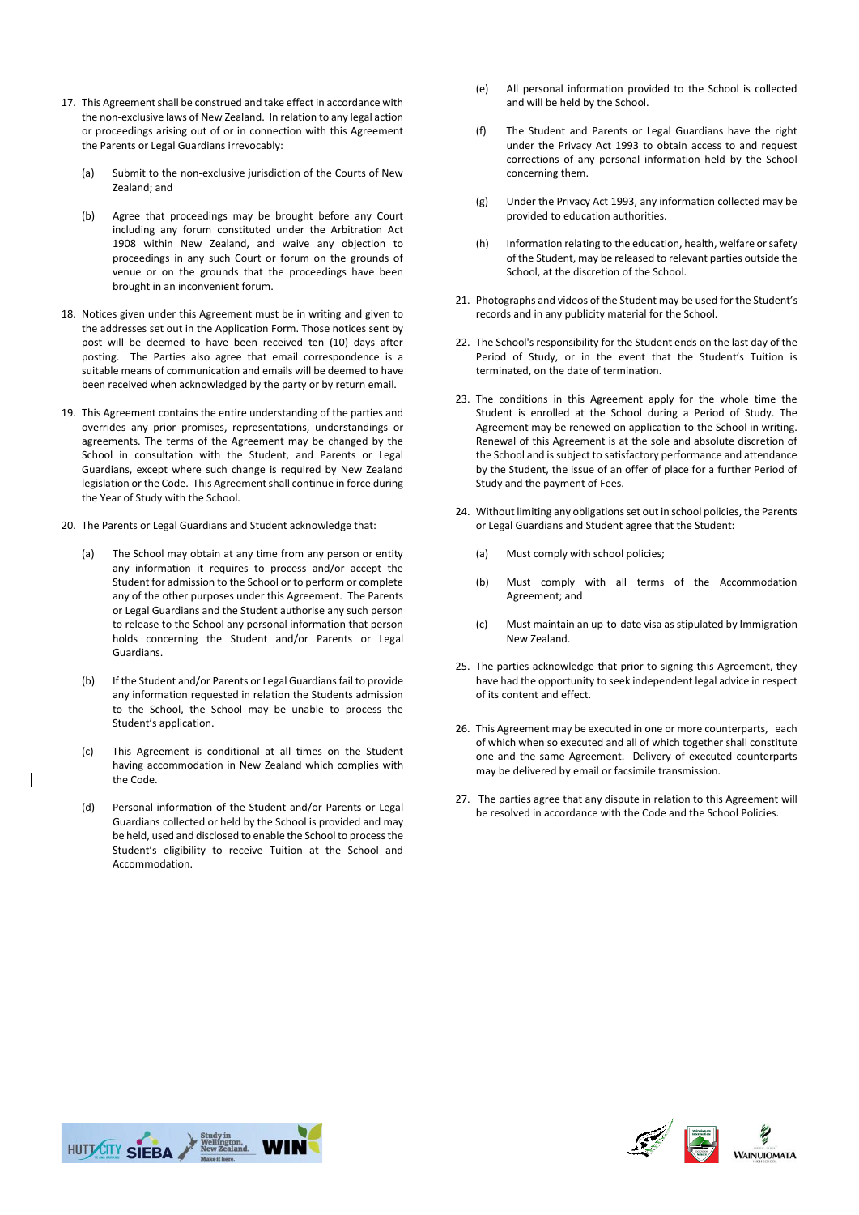17. This Agreement shall be construed and take effect in accordance with the non-exclusive laws of New Zealand. In relation to any legal action or proceedings arising out of or in connection with this Agreement the Parents or Legal Guardians irrevocably:

    (a) Submit to the non-exclusive jurisdiction of the Courts of New Zealand; and

    (b) Agree that proceedings may be brought before any Court including any forum constituted under the Arbitration Act 1908 within New Zealand, and waive any objection to proceedings in any such Court or forum on the grounds of venue or on the grounds that the proceedings have been brought in an inconvenient forum.

18. Notices given under this Agreement must be in writing and given to the addresses set out in the Application Form. Those notices sent by post will be deemed to have been received ten (10) days after posting. The Parties also agree that email correspondence is a suitable means of communication and emails will be deemed to have been received when acknowledged by the party or by return email.

19. This Agreement contains the entire understanding of the parties and overrides any prior promises, representations, understandings or agreements. The terms of the Agreement may be changed by the School in consultation with the Student, and Parents or Legal Guardians, except where such change is required by New Zealand legislation or the Code. This Agreement shall continue in force during the Year of Study with the School.

20. The Parents or Legal Guardians and Student acknowledge that:

    (a) The School may obtain at any time from any person or entity any information it requires to process and/or accept the Student for admission to the School or to perform or complete any of the other purposes under this Agreement. The Parents or Legal Guardians and the Student authorise any such person to release to the School any personal information that person holds concerning the Student and/or Parents or Legal Guardians.

    (b) If the Student and/or Parents or Legal Guardians fail to provide any information requested in relation the Students admission to the School, the School may be unable to process the Student's application.

    (c) This Agreement is conditional at all times on the Student having accommodation in New Zealand which complies with the Code.

    (d) Personal information of the Student and/or Parents or Legal Guardians collected or held by the School is provided and may be held, used and disclosed to enable the School to process the Student's eligibility to receive Tuition at the School and Accommodation.

    (e) All personal information provided to the School is collected and will be held by the School.

    (f) The Student and Parents or Legal Guardians have the right under the Privacy Act 1993 to obtain access to and request corrections of any personal information held by the School concerning them.

    (g) Under the Privacy Act 1993, any information collected may be provided to education authorities.

    (h) Information relating to the education, health, welfare or safety of the Student, may be released to relevant parties outside the School, at the discretion of the School.

21. Photographs and videos of the Student may be used for the Student's records and in any publicity material for the School.

22. The School's responsibility for the Student ends on the last day of the Period of Study, or in the event that the Student's Tuition is terminated, on the date of termination.

23. The conditions in this Agreement apply for the whole time the Student is enrolled at the School during a Period of Study. The Agreement may be renewed on application to the School in writing. Renewal of this Agreement is at the sole and absolute discretion of the School and is subject to satisfactory performance and attendance by the Student, the issue of an offer of place for a further Period of Study and the payment of Fees.

24. Without limiting any obligations set out in school policies, the Parents or Legal Guardians and Student agree that the Student:

    (a) Must comply with school policies;

    (b) Must comply with all terms of the Accommodation Agreement; and

    (c) Must maintain an up-to-date visa as stipulated by Immigration New Zealand.

25. The parties acknowledge that prior to signing this Agreement, they have had the opportunity to seek independent legal advice in respect of its content and effect.

26. This Agreement may be executed in one or more counterparts, each of which when so executed and all of which together shall constitute one and the same Agreement. Delivery of executed counterparts may be delivered by email or facsimile transmission.

27. The parties agree that any dispute in relation to this Agreement will be resolved in accordance with the Code and the School Policies.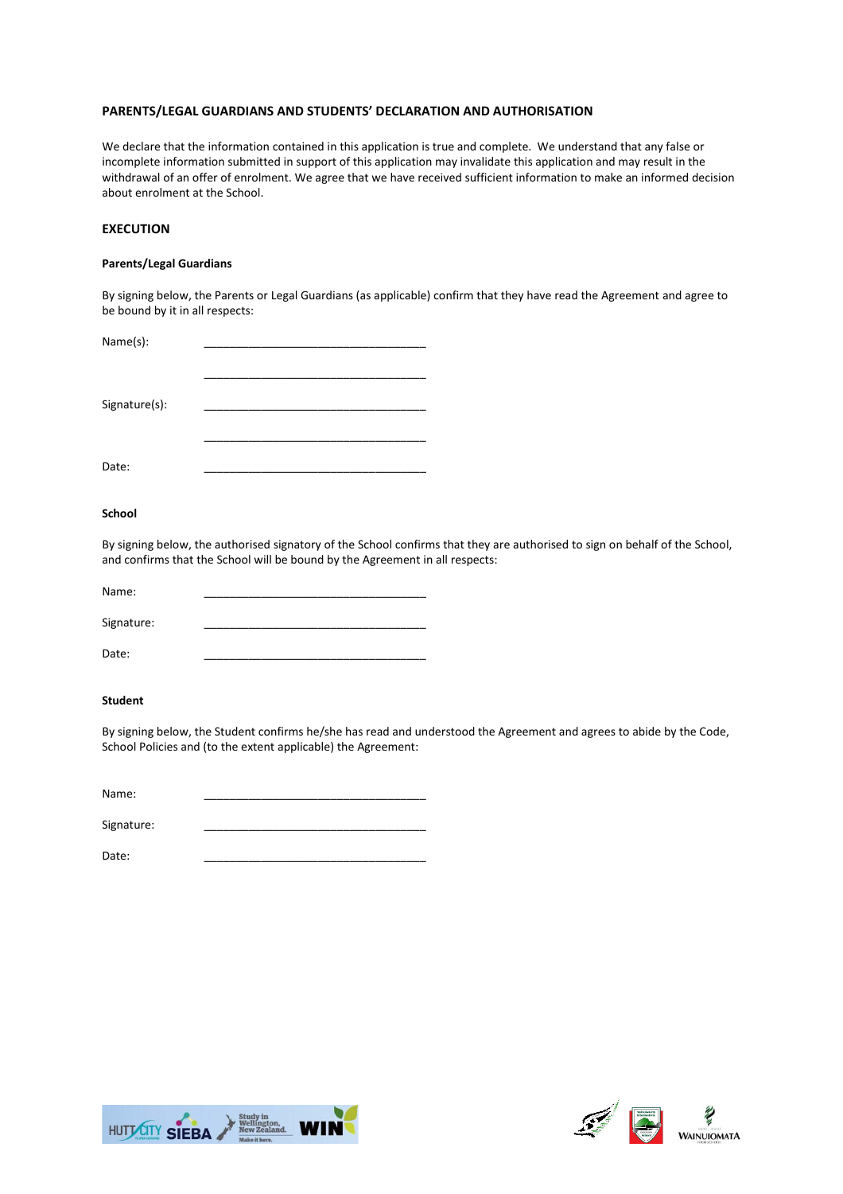**PARENTS/LEGAL GUARDIANS AND STUDENTS' DECLARATION AND AUTHORISATION**

We declare that the information contained in this application is true and complete. We understand that any false or incomplete information submitted in support of this application may invalidate this application and may result in the withdrawal of an offer of enrolment. We agree that we have received sufficient information to make an informed decision about enrolment at the School.

**EXECUTION**

**Parents/Legal Guardians**

By signing below, the Parents or Legal Guardians (as applicable) confirm that they have read the Agreement and agree to be bound by it in all respects:

Name(s): ___________________________________

___________________________________

Signature(s): ___________________________________

___________________________________

Date: ___________________________________

**School**

By signing below, the authorised signatory of the School confirms that they are authorised to sign on behalf of the School, and confirms that the School will be bound by the Agreement in all respects:

Name: ___________________________________

Signature: ___________________________________

Date: ___________________________________

**Student**

By signing below, the Student confirms he/she has read and understood the Agreement and agrees to abide by the Code, School Policies and (to the extent applicable) the Agreement:

Name: ___________________________________

Signature: ___________________________________

Date: ___________________________________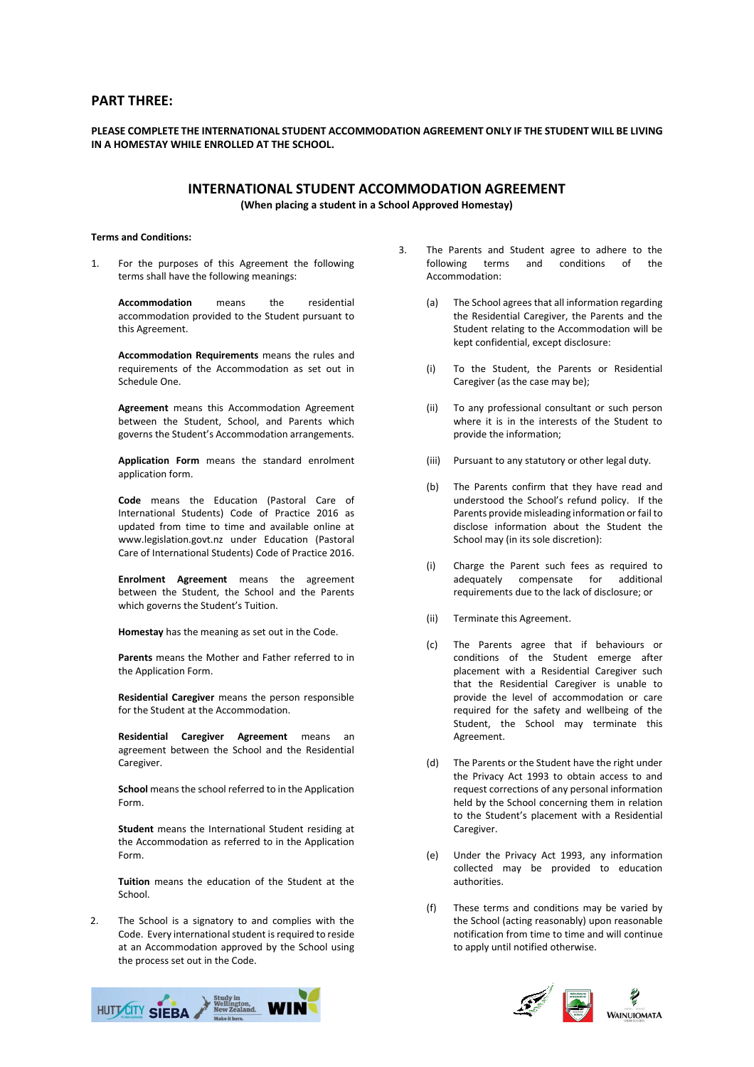## PART THREE:

**PLEASE COMPLETE THE INTERNATIONAL STUDENT ACCOMMODATION AGREEMENT ONLY IF THE STUDENT WILL BE LIVING IN A HOMESTAY WHILE ENROLLED AT THE SCHOOL.**

# INTERNATIONAL STUDENT ACCOMMODATION AGREEMENT

**(When placing a student in a School Approved Homestay)**

**Terms and Conditions:**

1. For the purposes of this Agreement the following terms shall have the following meanings:

   **Accommodation** means the residential accommodation provided to the Student pursuant to this Agreement.

   **Accommodation Requirements** means the rules and requirements of the Accommodation as set out in Schedule One.

   **Agreement** means this Accommodation Agreement between the Student, School, and Parents which governs the Student's Accommodation arrangements.

   **Application Form** means the standard enrolment application form.

   **Code** means the Education (Pastoral Care of International Students) Code of Practice 2016 as updated from time to time and available online at www.legislation.govt.nz under Education (Pastoral Care of International Students) Code of Practice 2016.

   **Enrolment Agreement** means the agreement between the Student, the School and the Parents which governs the Student's Tuition.

   **Homestay** has the meaning as set out in the Code.

   **Parents** means the Mother and Father referred to in the Application Form.

   **Residential Caregiver** means the person responsible for the Student at the Accommodation.

   **Residential Caregiver Agreement** means an agreement between the School and the Residential Caregiver.

   **School** means the school referred to in the Application Form.

   **Student** means the International Student residing at the Accommodation as referred to in the Application Form.

   **Tuition** means the education of the Student at the School.

2. The School is a signatory to and complies with the Code. Every international student is required to reside at an Accommodation approved by the School using the process set out in the Code.

3. The Parents and Student agree to adhere to the following terms and conditions of the Accommodation:

   (a) The School agrees that all information regarding the Residential Caregiver, the Parents and the Student relating to the Accommodation will be kept confidential, except disclosure:

   (i) To the Student, the Parents or Residential Caregiver (as the case may be);

   (ii) To any professional consultant or such person where it is in the interests of the Student to provide the information;

   (iii) Pursuant to any statutory or other legal duty.

   (b) The Parents confirm that they have read and understood the School's refund policy. If the Parents provide misleading information or fail to disclose information about the Student the School may (in its sole discretion):

   (i) Charge the Parent such fees as required to adequately compensate for additional requirements due to the lack of disclosure; or

   (ii) Terminate this Agreement.

   (c) The Parents agree that if behaviours or conditions of the Student emerge after placement with a Residential Caregiver such that the Residential Caregiver is unable to provide the level of accommodation or care required for the safety and wellbeing of the Student, the School may terminate this Agreement.

   (d) The Parents or the Student have the right under the Privacy Act 1993 to obtain access to and request corrections of any personal information held by the School concerning them in relation to the Student's placement with a Residential Caregiver.

   (e) Under the Privacy Act 1993, any information collected may be provided to education authorities.

   (f) These terms and conditions may be varied by the School (acting reasonably) upon reasonable notification from time to time and will continue to apply until notified otherwise.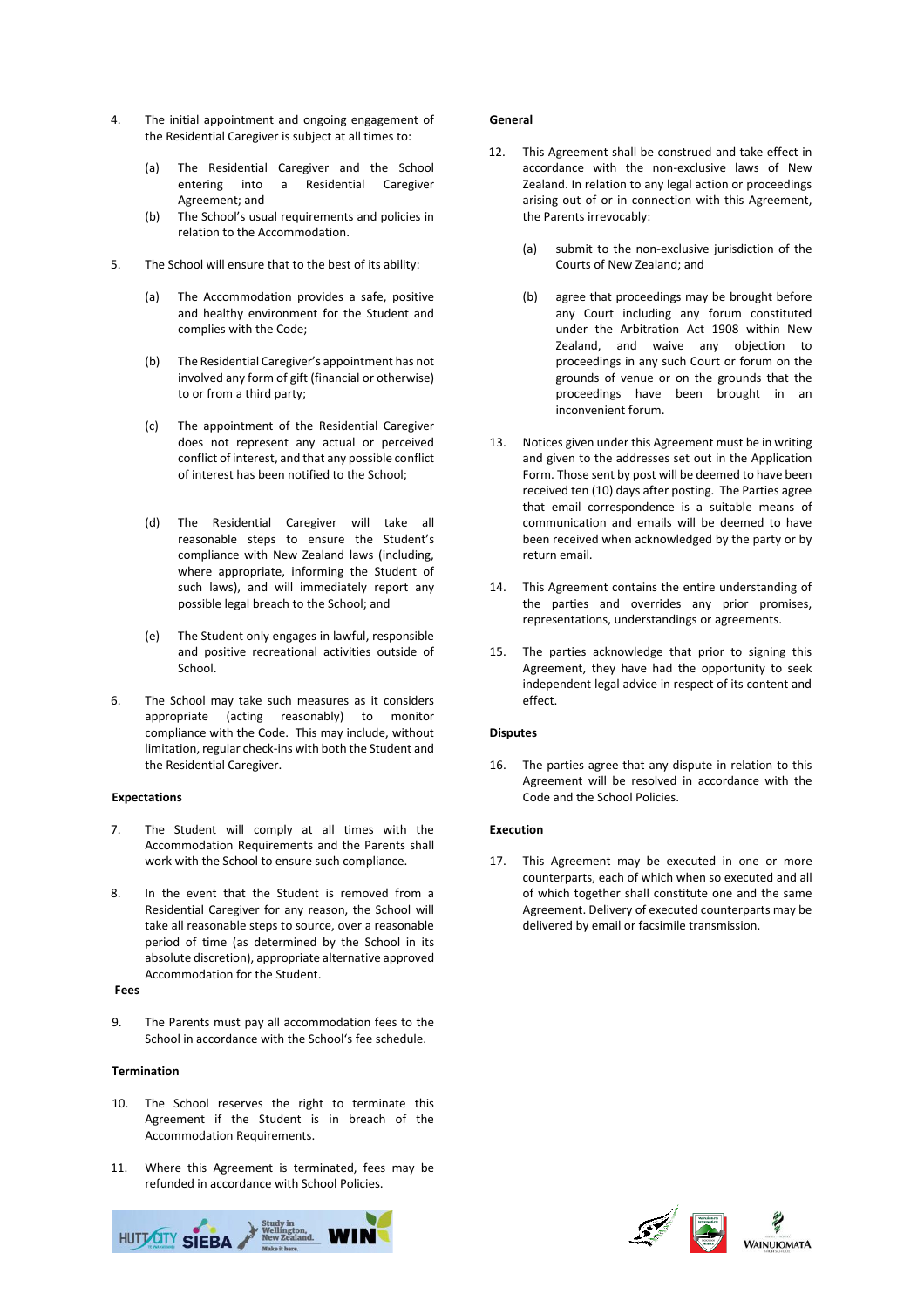4. The initial appointment and ongoing engagement of the Residential Caregiver is subject at all times to:

   (a) The Residential Caregiver and the School entering into a Residential Caregiver Agreement; and

   (b) The School's usual requirements and policies in relation to the Accommodation.

5. The School will ensure that to the best of its ability:

   (a) The Accommodation provides a safe, positive and healthy environment for the Student and complies with the Code;

   (b) The Residential Caregiver's appointment has not involved any form of gift (financial or otherwise) to or from a third party;

   (c) The appointment of the Residential Caregiver does not represent any actual or perceived conflict of interest, and that any possible conflict of interest has been notified to the School;

   (d) The Residential Caregiver will take all reasonable steps to ensure the Student's compliance with New Zealand laws (including, where appropriate, informing the Student of such laws), and will immediately report any possible legal breach to the School; and

   (e) The Student only engages in lawful, responsible and positive recreational activities outside of School.

6. The School may take such measures as it considers appropriate (acting reasonably) to monitor compliance with the Code. This may include, without limitation, regular check-ins with both the Student and the Residential Caregiver.

**Expectations**

7. The Student will comply at all times with the Accommodation Requirements and the Parents shall work with the School to ensure such compliance.

8. In the event that the Student is removed from a Residential Caregiver for any reason, the School will take all reasonable steps to source, over a reasonable period of time (as determined by the School in its absolute discretion), appropriate alternative approved Accommodation for the Student.

**Fees**

9. The Parents must pay all accommodation fees to the School in accordance with the School's fee schedule.

**Termination**

10. The School reserves the right to terminate this Agreement if the Student is in breach of the Accommodation Requirements.

11. Where this Agreement is terminated, fees may be refunded in accordance with School Policies.

**General**

12. This Agreement shall be construed and take effect in accordance with the non-exclusive laws of New Zealand. In relation to any legal action or proceedings arising out of or in connection with this Agreement, the Parents irrevocably:

    (a) submit to the non-exclusive jurisdiction of the Courts of New Zealand; and

    (b) agree that proceedings may be brought before any Court including any forum constituted under the Arbitration Act 1908 within New Zealand, and waive any objection to proceedings in any such Court or forum on the grounds of venue or on the grounds that the proceedings have been brought in an inconvenient forum.

13. Notices given under this Agreement must be in writing and given to the addresses set out in the Application Form. Those sent by post will be deemed to have been received ten (10) days after posting. The Parties agree that email correspondence is a suitable means of communication and emails will be deemed to have been received when acknowledged by the party or by return email.

14. This Agreement contains the entire understanding of the parties and overrides any prior promises, representations, understandings or agreements.

15. The parties acknowledge that prior to signing this Agreement, they have had the opportunity to seek independent legal advice in respect of its content and effect.

**Disputes**

16. The parties agree that any dispute in relation to this Agreement will be resolved in accordance with the Code and the School Policies.

**Execution**

17. This Agreement may be executed in one or more counterparts, each of which when so executed and all of which together shall constitute one and the same Agreement. Delivery of executed counterparts may be delivered by email or facsimile transmission.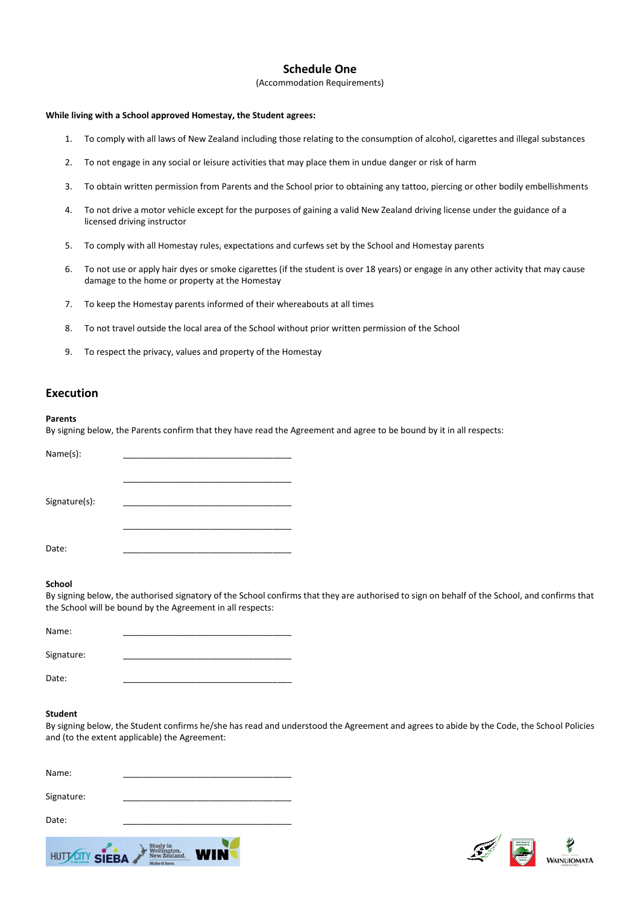# Schedule One

(Accommodation Requirements)

**While living with a School approved Homestay, the Student agrees:**

1. To comply with all laws of New Zealand including those relating to the consumption of alcohol, cigarettes and illegal substances
2. To not engage in any social or leisure activities that may place them in undue danger or risk of harm
3. To obtain written permission from Parents and the School prior to obtaining any tattoo, piercing or other bodily embellishments
4. To not drive a motor vehicle except for the purposes of gaining a valid New Zealand driving license under the guidance of a licensed driving instructor
5. To comply with all Homestay rules, expectations and curfews set by the School and Homestay parents
6. To not use or apply hair dyes or smoke cigarettes (if the student is over 18 years) or engage in any other activity that may cause damage to the home or property at the Homestay
7. To keep the Homestay parents informed of their whereabouts at all times
8. To not travel outside the local area of the School without prior written permission of the School
9. To respect the privacy, values and property of the Homestay

## Execution

**Parents**

By signing below, the Parents confirm that they have read the Agreement and agree to be bound by it in all respects:

Name(s): ___________________________________

___________________________________

Signature(s): ___________________________________

___________________________________

Date: ___________________________________

**School**

By signing below, the authorised signatory of the School confirms that they are authorised to sign on behalf of the School, and confirms that the School will be bound by the Agreement in all respects:

Name: ___________________________________

Signature: ___________________________________

Date: ___________________________________

**Student**

By signing below, the Student confirms he/she has read and understood the Agreement and agrees to abide by the Code, the School Policies and (to the extent applicable) the Agreement:

Name: ___________________________________

Signature: ___________________________________

Date: ___________________________________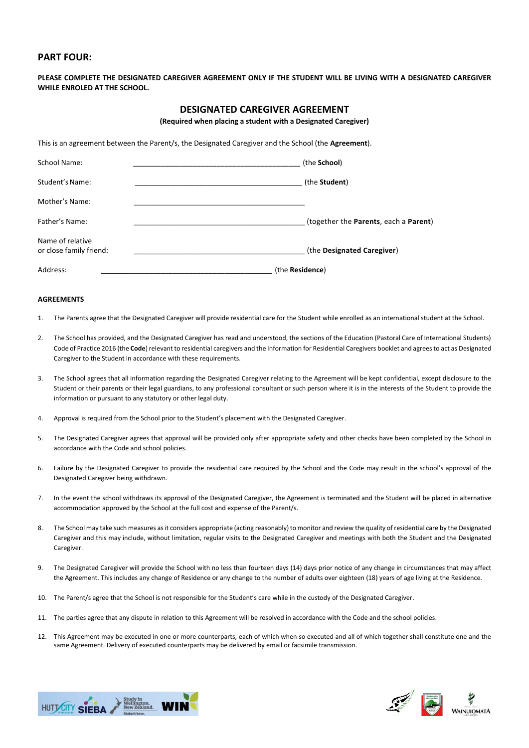## PART FOUR:

**PLEASE COMPLETE THE DESIGNATED CAREGIVER AGREEMENT ONLY IF THE STUDENT WILL BE LIVING WITH A DESIGNATED CAREGIVER WHILE ENROLED AT THE SCHOOL.**

### DESIGNATED CAREGIVER AGREEMENT

**(Required when placing a student with a Designated Caregiver)**

This is an agreement between the Parent/s, the Designated Caregiver and the School (the **Agreement**).

School Name: __________________________________________ (the **School**)

Student's Name: __________________________________________ (the **Student**)

Mother's Name: __________________________________________

Father's Name: __________________________________________ (together the **Parents**, each a **Parent**)

Name of relative or close family friend: __________________________________________ (the **Designated Caregiver**)

Address: __________________________________________ (the **Residence**)

**AGREEMENTS**

1. The Parents agree that the Designated Caregiver will provide residential care for the Student while enrolled as an international student at the School.
2. The School has provided, and the Designated Caregiver has read and understood, the sections of the Education (Pastoral Care of International Students) Code of Practice 2016 (the **Code**) relevant to residential caregivers and the Information for Residential Caregivers booklet and agrees to act as Designated Caregiver to the Student in accordance with these requirements.
3. The School agrees that all information regarding the Designated Caregiver relating to the Agreement will be kept confidential, except disclosure to the Student or their parents or their legal guardians, to any professional consultant or such person where it is in the interests of the Student to provide the information or pursuant to any statutory or other legal duty.
4. Approval is required from the School prior to the Student's placement with the Designated Caregiver.
5. The Designated Caregiver agrees that approval will be provided only after appropriate safety and other checks have been completed by the School in accordance with the Code and school policies.
6. Failure by the Designated Caregiver to provide the residential care required by the School and the Code may result in the school's approval of the Designated Caregiver being withdrawn.
7. In the event the school withdraws its approval of the Designated Caregiver, the Agreement is terminated and the Student will be placed in alternative accommodation approved by the School at the full cost and expense of the Parent/s.
8. The School may take such measures as it considers appropriate (acting reasonably) to monitor and review the quality of residential care by the Designated Caregiver and this may include, without limitation, regular visits to the Designated Caregiver and meetings with both the Student and the Designated Caregiver.
9. The Designated Caregiver will provide the School with no less than fourteen days (14) days prior notice of any change in circumstances that may affect the Agreement. This includes any change of Residence or any change to the number of adults over eighteen (18) years of age living at the Residence.
10. The Parent/s agree that the School is not responsible for the Student's care while in the custody of the Designated Caregiver.
11. The parties agree that any dispute in relation to this Agreement will be resolved in accordance with the Code and the school policies.
12. This Agreement may be executed in one or more counterparts, each of which when so executed and all of which together shall constitute one and the same Agreement. Delivery of executed counterparts may be delivered by email or facsimile transmission.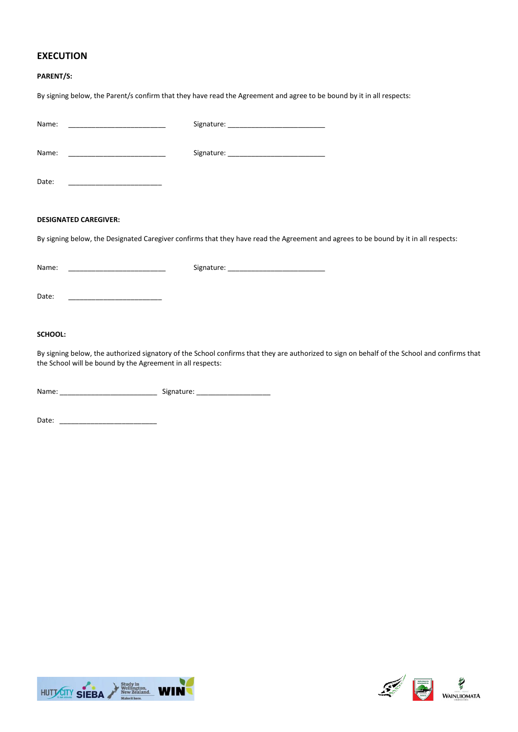## EXECUTION

**PARENT/S:**

By signing below, the Parent/s confirm that they have read the Agreement and agree to be bound by it in all respects:

Name: _________________________ Signature: _________________________

Name: _________________________ Signature: _________________________

Date: ________________________

**DESIGNATED CAREGIVER:**

By signing below, the Designated Caregiver confirms that they have read the Agreement and agrees to be bound by it in all respects:

Name: _________________________ Signature: _________________________

Date: ________________________

**SCHOOL:**

By signing below, the authorized signatory of the School confirms that they are authorized to sign on behalf of the School and confirms that the School will be bound by the Agreement in all respects:

Name: _________________________ Signature: ___________________

Date: _________________________